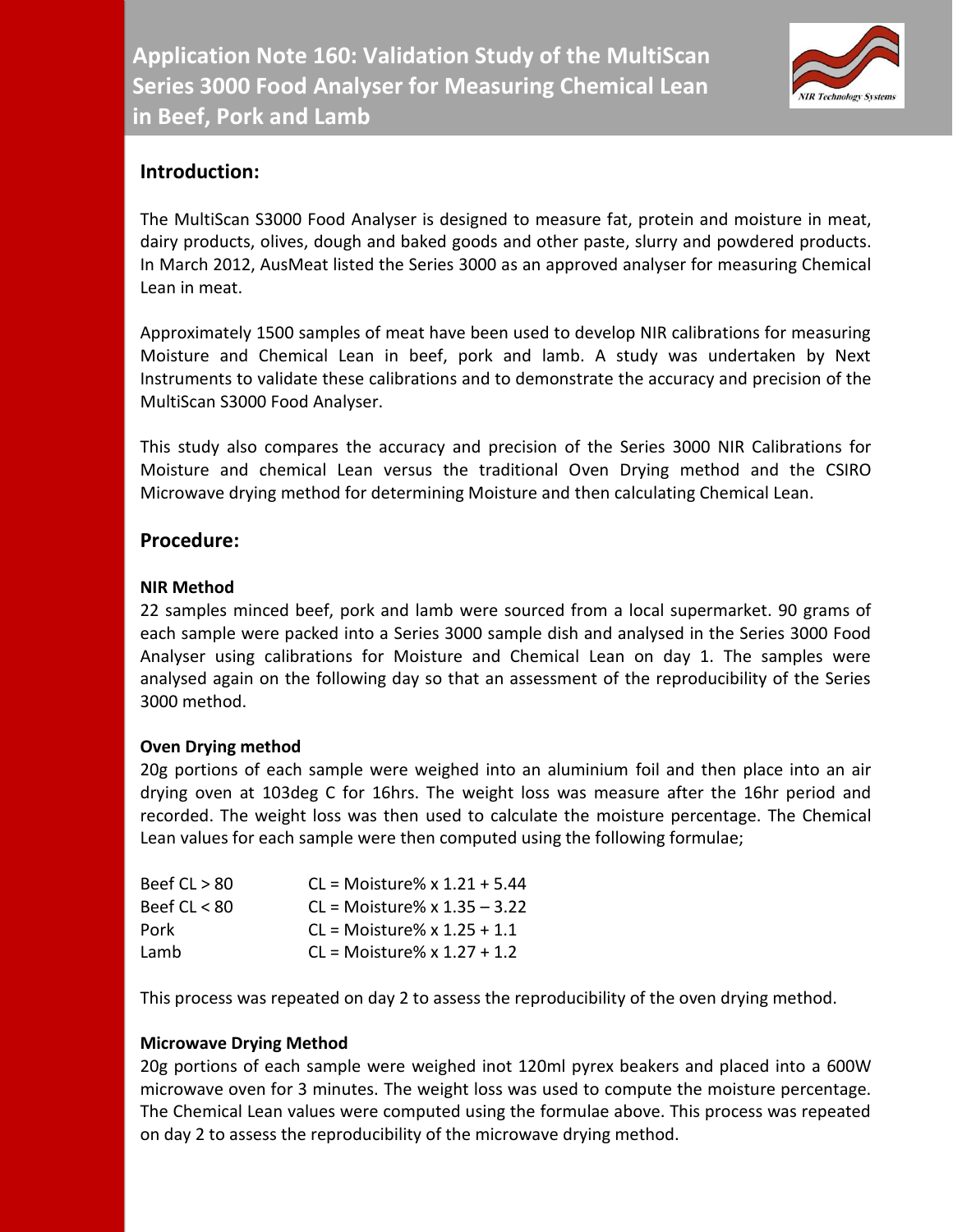# Application Note 160: Validation Study of the MultiScan Series 3000 Food Analyser for Measuring Chemical Lean in Beef, Pork and Lamb

## Introduction:

The MultiScan S3000 Food Analyser is designed to measure fat, protein and moisture in meat, dairy products, olives, dough and baked goods and other paste, slurry and powdered products. In March 2012, AusMeat listed the Series 3000 as an approved analyser for measuring Chemical Lean in meat.

Approximately 1500 samples of meat have been used to develop NIR calibrations for measuring Moisture and Chemical Lean in beef, pork and lamb. A study was undertaken by Next Instruments to validate these calibrations and to demonstrate the accuracy and precision of the MultiScan S3000 Food Analyser.

This study also compares the accuracy and precision of the Series 3000 NIR Calibrations for Moisture and chemical Lean versus the traditional Oven Drying method and the CSIRO Microwave drying method for determining Moisture and then calculating Chemical Lean.

## Procedure:

**NIR Method**

22 samples minced beef, pork and lamb were sourced from a local supermarket. 90 grams of each sample were packed into a Series 3000 sample dish and analysed in the Series 3000 Food Analyser using calibrations for Moisture and Chemical Lean on day 1. The samples were analysed again on the following day so that an assessment of the reproducibility of the Series 3000 method.

**Oven Drying method**

20g portions of each sample were weighed into an aluminium foil and then place into an air drying oven at 103deg C for 16hrs. The weight loss was measure after the 16hr period and recorded. The weight loss was then used to calculate the moisture percentage. The Chemical Lean values for each sample were then computed using the following formulae;

| | |
|---|---|
| Beef CL > 80 | CL = Moisture% x 1.21 + 5.44 |
| Beef CL < 80 | CL = Moisture% x 1.35 – 3.22 |
| Pork | CL = Moisture% x 1.25 + 1.1 |
| Lamb | CL = Moisture% x 1.27 + 1.2 |

This process was repeated on day 2 to assess the reproducibility of the oven drying method.

**Microwave Drying Method**

20g portions of each sample were weighed inot 120ml pyrex beakers and placed into a 600W microwave oven for 3 minutes. The weight loss was used to compute the moisture percentage. The Chemical Lean values were computed using the formulae above. This process was repeated on day 2 to assess the reproducibility of the microwave drying method.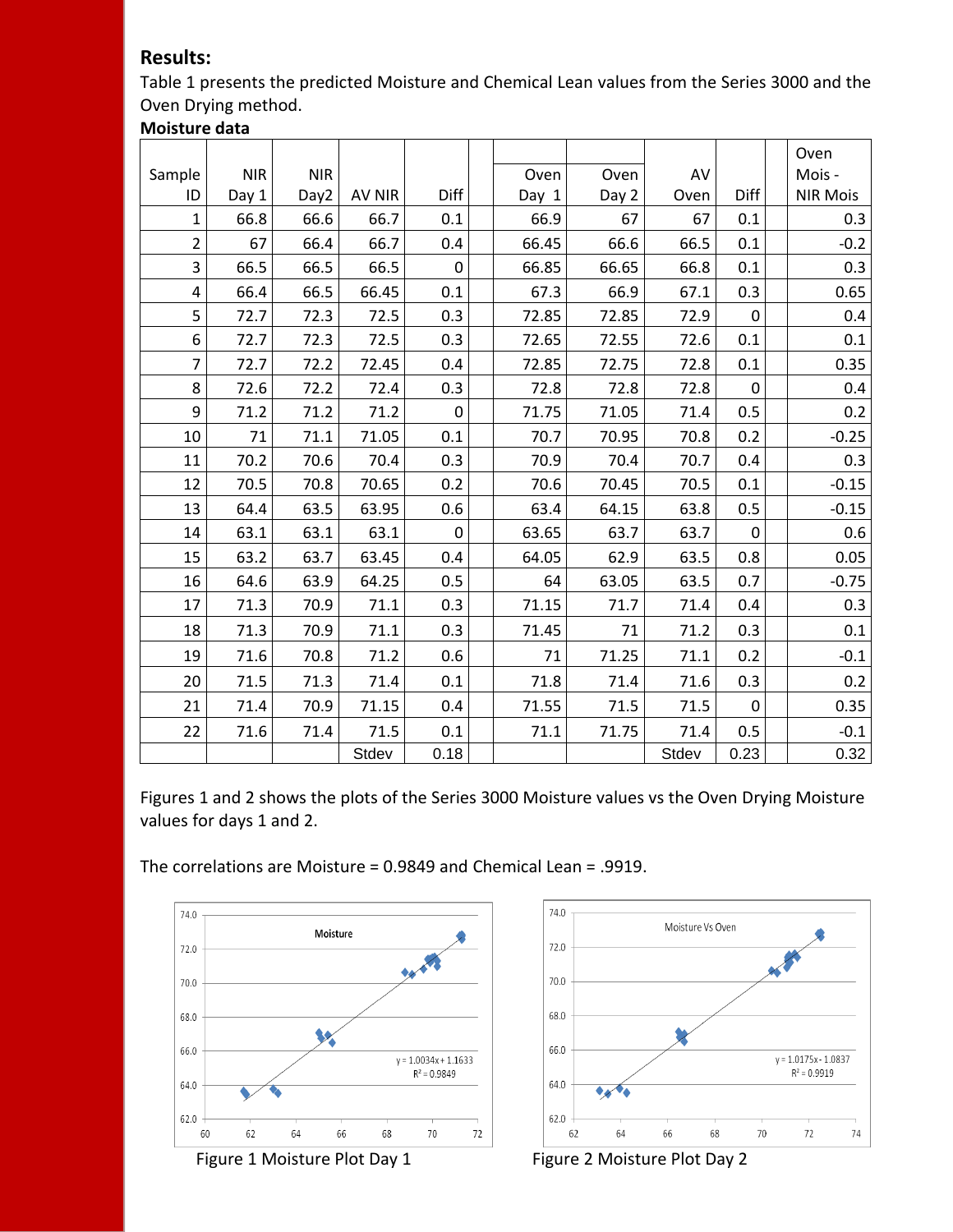## Results:

Table 1 presents the predicted Moisture and Chemical Lean values from the Series 3000 and the Oven Drying method.

**Moisture data**

| Sample ID | NIR Day 1 | NIR Day2 | AV NIR | Diff | | Oven Day 1 | Oven Day 2 | AV Oven | Diff | | Oven Mois - NIR Mois |
|---|---|---|---|---|---|---|---|---|---|---|---|
| 1 | 66.8 | 66.6 | 66.7 | 0.1 | | 66.9 | 67 | 67 | 0.1 | | 0.3 |
| 2 | 67 | 66.4 | 66.7 | 0.4 | | 66.45 | 66.6 | 66.5 | 0.1 | | -0.2 |
| 3 | 66.5 | 66.5 | 66.5 | 0 | | 66.85 | 66.65 | 66.8 | 0.1 | | 0.3 |
| 4 | 66.4 | 66.5 | 66.45 | 0.1 | | 67.3 | 66.9 | 67.1 | 0.3 | | 0.65 |
| 5 | 72.7 | 72.3 | 72.5 | 0.3 | | 72.85 | 72.85 | 72.9 | 0 | | 0.4 |
| 6 | 72.7 | 72.3 | 72.5 | 0.3 | | 72.65 | 72.55 | 72.6 | 0.1 | | 0.1 |
| 7 | 72.7 | 72.2 | 72.45 | 0.4 | | 72.85 | 72.75 | 72.8 | 0.1 | | 0.35 |
| 8 | 72.6 | 72.2 | 72.4 | 0.3 | | 72.8 | 72.8 | 72.8 | 0 | | 0.4 |
| 9 | 71.2 | 71.2 | 71.2 | 0 | | 71.75 | 71.05 | 71.4 | 0.5 | | 0.2 |
| 10 | 71 | 71.1 | 71.05 | 0.1 | | 70.7 | 70.95 | 70.8 | 0.2 | | -0.25 |
| 11 | 70.2 | 70.6 | 70.4 | 0.3 | | 70.9 | 70.4 | 70.7 | 0.4 | | 0.3 |
| 12 | 70.5 | 70.8 | 70.65 | 0.2 | | 70.6 | 70.45 | 70.5 | 0.1 | | -0.15 |
| 13 | 64.4 | 63.5 | 63.95 | 0.6 | | 63.4 | 64.15 | 63.8 | 0.5 | | -0.15 |
| 14 | 63.1 | 63.1 | 63.1 | 0 | | 63.65 | 63.7 | 63.7 | 0 | | 0.6 |
| 15 | 63.2 | 63.7 | 63.45 | 0.4 | | 64.05 | 62.9 | 63.5 | 0.8 | | 0.05 |
| 16 | 64.6 | 63.9 | 64.25 | 0.5 | | 64 | 63.05 | 63.5 | 0.7 | | -0.75 |
| 17 | 71.3 | 70.9 | 71.1 | 0.3 | | 71.15 | 71.7 | 71.4 | 0.4 | | 0.3 |
| 18 | 71.3 | 70.9 | 71.1 | 0.3 | | 71.45 | 71 | 71.2 | 0.3 | | 0.1 |
| 19 | 71.6 | 70.8 | 71.2 | 0.6 | | 71 | 71.25 | 71.1 | 0.2 | | -0.1 |
| 20 | 71.5 | 71.3 | 71.4 | 0.1 | | 71.8 | 71.4 | 71.6 | 0.3 | | 0.2 |
| 21 | 71.4 | 70.9 | 71.15 | 0.4 | | 71.55 | 71.5 | 71.5 | 0 | | 0.35 |
| 22 | 71.6 | 71.4 | 71.5 | 0.1 | | 71.1 | 71.75 | 71.4 | 0.5 | | -0.1 |
| | | | Stdev | 0.18 | | | | Stdev | 0.23 | | 0.32 |

Figures 1 and 2 shows the plots of the Series 3000 Moisture values vs the Oven Drying Moisture values for days 1 and 2.

The correlations are Moisture = 0.9849 and Chemical Lean = .9919.

Figure 1 Moisture Plot Day 1

Figure 2 Moisture Plot Day 2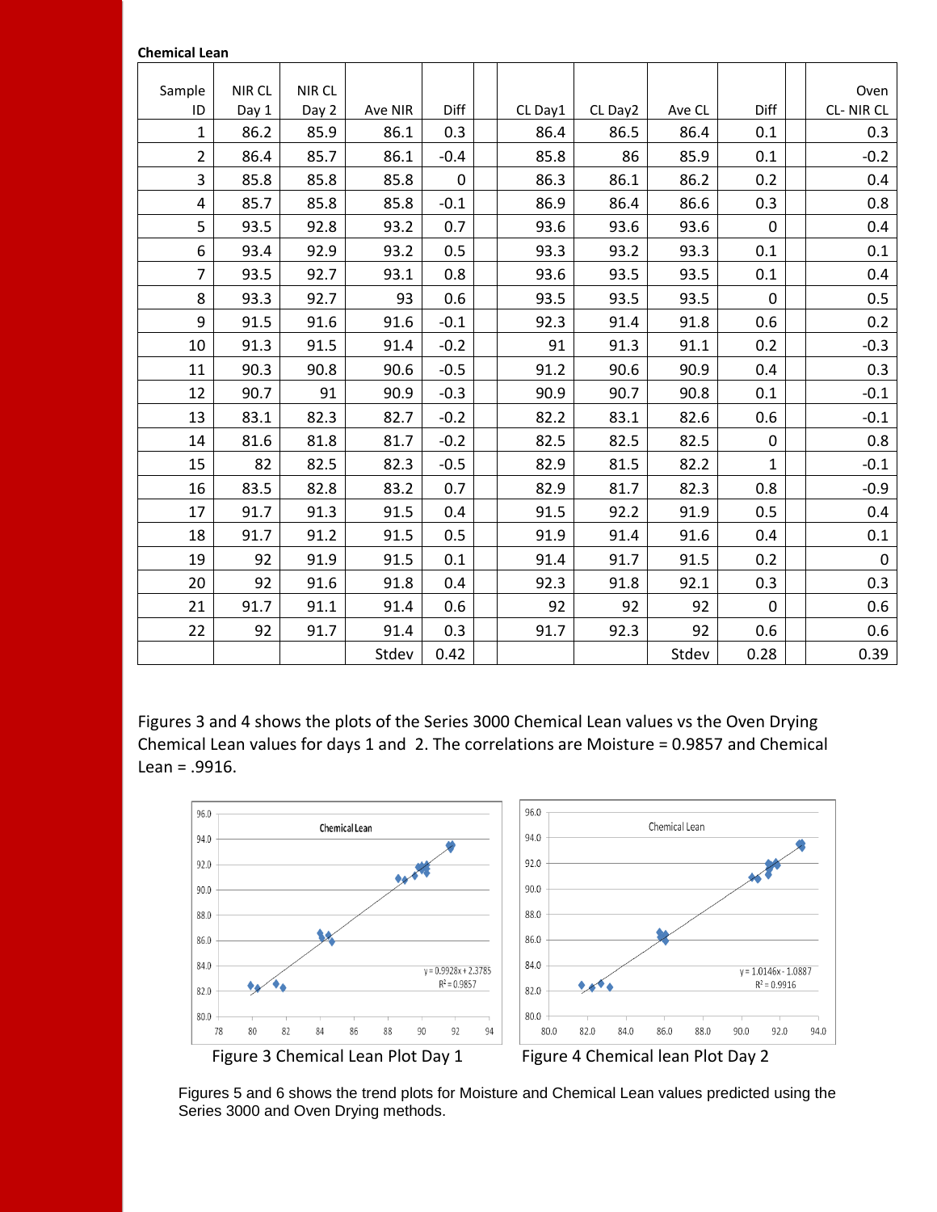**Chemical Lean**

| Sample ID | NIR CL Day 1 | NIR CL Day 2 | Ave NIR | Diff | | CL Day1 | CL Day2 | Ave CL | Diff | | Oven CL- NIR CL |
|---|---|---|---|---|---|---|---|---|---|---|---|
| 1 | 86.2 | 85.9 | 86.1 | 0.3 | | 86.4 | 86.5 | 86.4 | 0.1 | | 0.3 |
| 2 | 86.4 | 85.7 | 86.1 | -0.4 | | 85.8 | 86 | 85.9 | 0.1 | | -0.2 |
| 3 | 85.8 | 85.8 | 85.8 | 0 | | 86.3 | 86.1 | 86.2 | 0.2 | | 0.4 |
| 4 | 85.7 | 85.8 | 85.8 | -0.1 | | 86.9 | 86.4 | 86.6 | 0.3 | | 0.8 |
| 5 | 93.5 | 92.8 | 93.2 | 0.7 | | 93.6 | 93.6 | 93.6 | 0 | | 0.4 |
| 6 | 93.4 | 92.9 | 93.2 | 0.5 | | 93.3 | 93.2 | 93.3 | 0.1 | | 0.1 |
| 7 | 93.5 | 92.7 | 93.1 | 0.8 | | 93.6 | 93.5 | 93.5 | 0.1 | | 0.4 |
| 8 | 93.3 | 92.7 | 93 | 0.6 | | 93.5 | 93.5 | 93.5 | 0 | | 0.5 |
| 9 | 91.5 | 91.6 | 91.6 | -0.1 | | 92.3 | 91.4 | 91.8 | 0.6 | | 0.2 |
| 10 | 91.3 | 91.5 | 91.4 | -0.2 | | 91 | 91.3 | 91.1 | 0.2 | | -0.3 |
| 11 | 90.3 | 90.8 | 90.6 | -0.5 | | 91.2 | 90.6 | 90.9 | 0.4 | | 0.3 |
| 12 | 90.7 | 91 | 90.9 | -0.3 | | 90.9 | 90.7 | 90.8 | 0.1 | | -0.1 |
| 13 | 83.1 | 82.3 | 82.7 | -0.2 | | 82.2 | 83.1 | 82.6 | 0.6 | | -0.1 |
| 14 | 81.6 | 81.8 | 81.7 | -0.2 | | 82.5 | 82.5 | 82.5 | 0 | | 0.8 |
| 15 | 82 | 82.5 | 82.3 | -0.5 | | 82.9 | 81.5 | 82.2 | 1 | | -0.1 |
| 16 | 83.5 | 82.8 | 83.2 | 0.7 | | 82.9 | 81.7 | 82.3 | 0.8 | | -0.9 |
| 17 | 91.7 | 91.3 | 91.5 | 0.4 | | 91.5 | 92.2 | 91.9 | 0.5 | | 0.4 |
| 18 | 91.7 | 91.2 | 91.5 | 0.5 | | 91.9 | 91.4 | 91.6 | 0.4 | | 0.1 |
| 19 | 92 | 91.9 | 91.5 | 0.1 | | 91.4 | 91.7 | 91.5 | 0.2 | | 0 |
| 20 | 92 | 91.6 | 91.8 | 0.4 | | 92.3 | 91.8 | 92.1 | 0.3 | | 0.3 |
| 21 | 91.7 | 91.1 | 91.4 | 0.6 | | 92 | 92 | 92 | 0 | | 0.6 |
| 22 | 92 | 91.7 | 91.4 | 0.3 | | 91.7 | 92.3 | 92 | 0.6 | | 0.6 |
| | | | Stdev | 0.42 | | | | Stdev | 0.28 | | 0.39 |

Figures 3 and 4 shows the plots of the Series 3000 Chemical Lean values vs the Oven Drying Chemical Lean values for days 1 and 2. The correlations are Moisture = 0.9857 and Chemical Lean = .9916.

Figure 3 Chemical Lean Plot Day 1

Figure 4 Chemical lean Plot Day 2

Figures 5 and 6 shows the trend plots for Moisture and Chemical Lean values predicted using the Series 3000 and Oven Drying methods.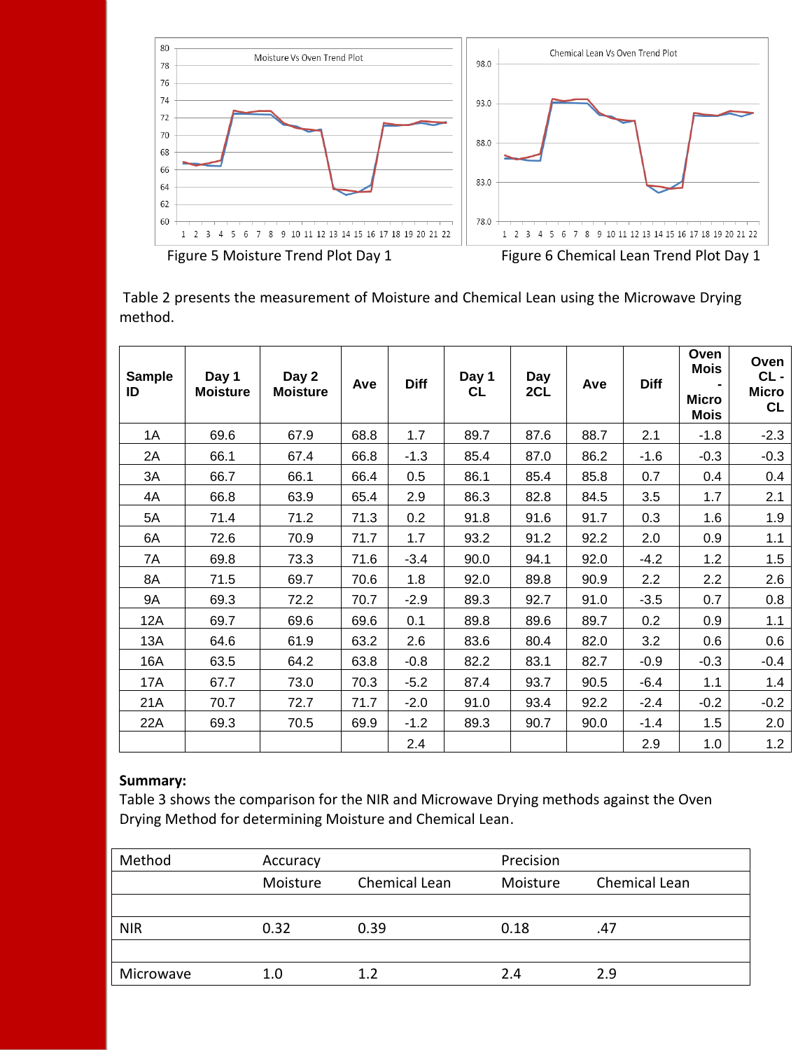Figure 5 Moisture Trend Plot Day 1

Figure 6 Chemical Lean Trend Plot Day 1

Table 2 presents the measurement of Moisture and Chemical Lean using the Microwave Drying method.

| Sample ID | Day 1 Moisture | Day 2 Moisture | Ave | Diff | Day 1 CL | Day 2CL | Ave | Diff | Oven Mois - Micro Mois | Oven CL - Micro CL |
|---|---|---|---|---|---|---|---|---|---|---|
| 1A | 69.6 | 67.9 | 68.8 | 1.7 | 89.7 | 87.6 | 88.7 | 2.1 | -1.8 | -2.3 |
| 2A | 66.1 | 67.4 | 66.8 | -1.3 | 85.4 | 87.0 | 86.2 | -1.6 | -0.3 | -0.3 |
| 3A | 66.7 | 66.1 | 66.4 | 0.5 | 86.1 | 85.4 | 85.8 | 0.7 | 0.4 | 0.4 |
| 4A | 66.8 | 63.9 | 65.4 | 2.9 | 86.3 | 82.8 | 84.5 | 3.5 | 1.7 | 2.1 |
| 5A | 71.4 | 71.2 | 71.3 | 0.2 | 91.8 | 91.6 | 91.7 | 0.3 | 1.6 | 1.9 |
| 6A | 72.6 | 70.9 | 71.7 | 1.7 | 93.2 | 91.2 | 92.2 | 2.0 | 0.9 | 1.1 |
| 7A | 69.8 | 73.3 | 71.6 | -3.4 | 90.0 | 94.1 | 92.0 | -4.2 | 1.2 | 1.5 |
| 8A | 71.5 | 69.7 | 70.6 | 1.8 | 92.0 | 89.8 | 90.9 | 2.2 | 2.2 | 2.6 |
| 9A | 69.3 | 72.2 | 70.7 | -2.9 | 89.3 | 92.7 | 91.0 | -3.5 | 0.7 | 0.8 |
| 12A | 69.7 | 69.6 | 69.6 | 0.1 | 89.8 | 89.6 | 89.7 | 0.2 | 0.9 | 1.1 |
| 13A | 64.6 | 61.9 | 63.2 | 2.6 | 83.6 | 80.4 | 82.0 | 3.2 | 0.6 | 0.6 |
| 16A | 63.5 | 64.2 | 63.8 | -0.8 | 82.2 | 83.1 | 82.7 | -0.9 | -0.3 | -0.4 |
| 17A | 67.7 | 73.0 | 70.3 | -5.2 | 87.4 | 93.7 | 90.5 | -6.4 | 1.1 | 1.4 |
| 21A | 70.7 | 72.7 | 71.7 | -2.0 | 91.0 | 93.4 | 92.2 | -2.4 | -0.2 | -0.2 |
| 22A | 69.3 | 70.5 | 69.9 | -1.2 | 89.3 | 90.7 | 90.0 | -1.4 | 1.5 | 2.0 |
| | | | | 2.4 | | | | 2.9 | 1.0 | 1.2 |

**Summary:**

Table 3 shows the comparison for the NIR and Microwave Drying methods against the Oven Drying Method for determining Moisture and Chemical Lean.

| Method | Accuracy | | Precision | |
|---|---|---|---|---|
| | Moisture | Chemical Lean | Moisture | Chemical Lean |
| | | | | |
| NIR | 0.32 | 0.39 | 0.18 | .47 |
| | | | | |
| Microwave | 1.0 | 1.2 | 2.4 | 2.9 |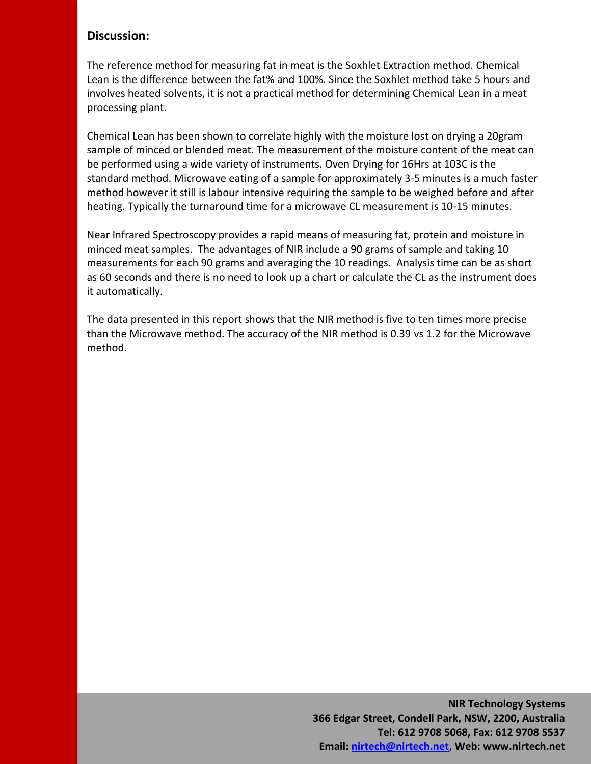## Discussion:

The reference method for measuring fat in meat is the Soxhlet Extraction method. Chemical Lean is the difference between the fat% and 100%. Since the Soxhlet method take 5 hours and involves heated solvents, it is not a practical method for determining Chemical Lean in a meat processing plant.

Chemical Lean has been shown to correlate highly with the moisture lost on drying a 20gram sample of minced or blended meat. The measurement of the moisture content of the meat can be performed using a wide variety of instruments. Oven Drying for 16Hrs at 103C is the standard method. Microwave eating of a sample for approximately 3-5 minutes is a much faster method however it still is labour intensive requiring the sample to be weighed before and after heating. Typically the turnaround time for a microwave CL measurement is 10-15 minutes.

Near Infrared Spectroscopy provides a rapid means of measuring fat, protein and moisture in minced meat samples. The advantages of NIR include a 90 grams of sample and taking 10 measurements for each 90 grams and averaging the 10 readings. Analysis time can be as short as 60 seconds and there is no need to look up a chart or calculate the CL as the instrument does it automatically.

The data presented in this report shows that the NIR method is five to ten times more precise than the Microwave method. The accuracy of the NIR method is 0.39 vs 1.2 for the Microwave method.

**NIR Technology Systems**
**366 Edgar Street, Condell Park, NSW, 2200, Australia**
**Tel: 612 9708 5068, Fax: 612 9708 5537**
**Email: nirtech@nirtech.net, Web: www.nirtech.net**